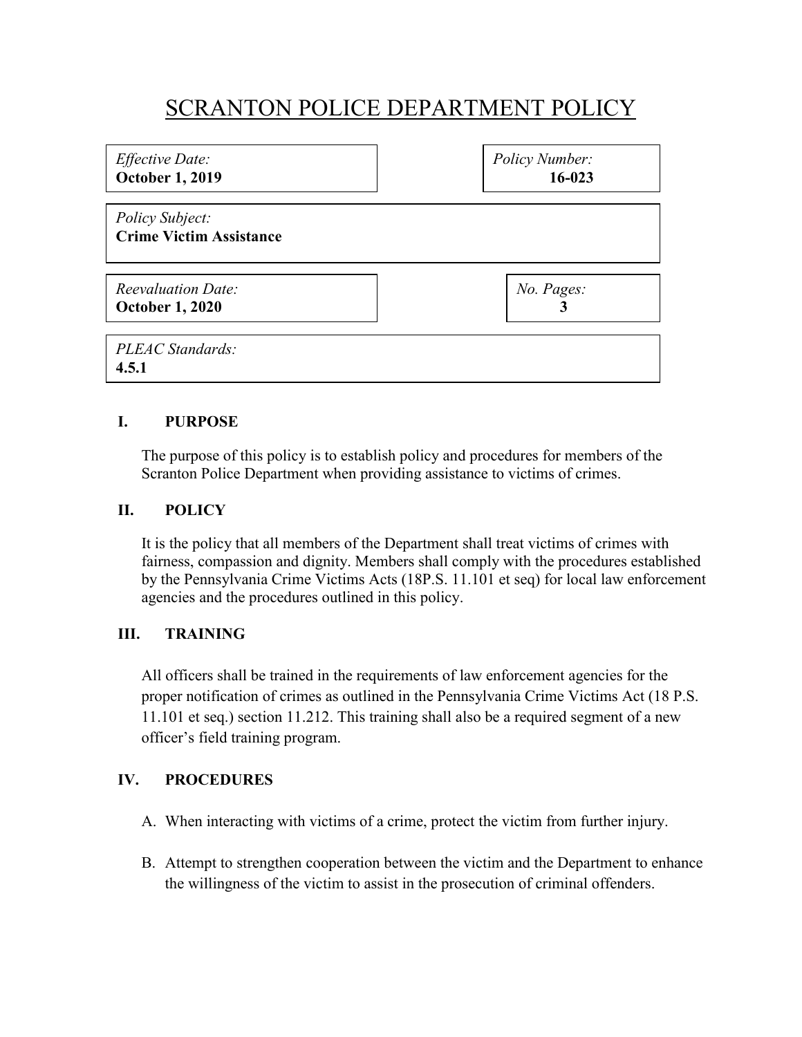# SCRANTON POLICE DEPARTMENT POLICY

| *Effective Date:* **October 1, 2019** | *Policy Number:* **16-023** |
|---|---|

| *Policy Subject:* **Crime Victim Assistance** |
|---|

| *Reevaluation Date:* **October 1, 2020** | *No. Pages:* **3** |
|---|---|

| *PLEAC Standards:* **4.5.1** |
|---|

## I. PURPOSE

The purpose of this policy is to establish policy and procedures for members of the Scranton Police Department when providing assistance to victims of crimes.

## II. POLICY

It is the policy that all members of the Department shall treat victims of crimes with fairness, compassion and dignity. Members shall comply with the procedures established by the Pennsylvania Crime Victims Acts (18P.S. 11.101 et seq) for local law enforcement agencies and the procedures outlined in this policy.

## III. TRAINING

All officers shall be trained in the requirements of law enforcement agencies for the proper notification of crimes as outlined in the Pennsylvania Crime Victims Act (18 P.S. 11.101 et seq.) section 11.212. This training shall also be a required segment of a new officer's field training program.

## IV. PROCEDURES

A. When interacting with victims of a crime, protect the victim from further injury.

B. Attempt to strengthen cooperation between the victim and the Department to enhance the willingness of the victim to assist in the prosecution of criminal offenders.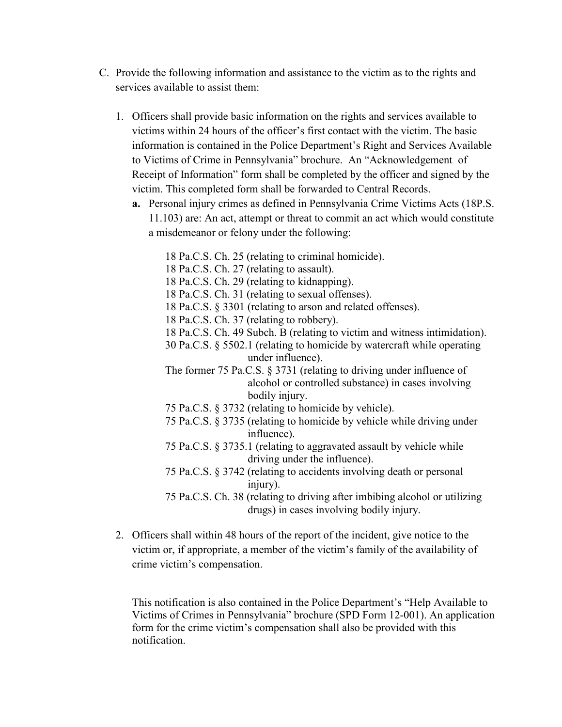C. Provide the following information and assistance to the victim as to the rights and services available to assist them:

1. Officers shall provide basic information on the rights and services available to victims within 24 hours of the officer's first contact with the victim. The basic information is contained in the Police Department's Right and Services Available to Victims of Crime in Pennsylvania" brochure. An "Acknowledgement of Receipt of Information" form shall be completed by the officer and signed by the victim. This completed form shall be forwarded to Central Records.

   **a.** Personal injury crimes as defined in Pennsylvania Crime Victims Acts (18P.S. 11.103) are: An act, attempt or threat to commit an act which would constitute a misdemeanor or felony under the following:

   18 Pa.C.S. Ch. 25 (relating to criminal homicide).
   18 Pa.C.S. Ch. 27 (relating to assault).
   18 Pa.C.S. Ch. 29 (relating to kidnapping).
   18 Pa.C.S. Ch. 31 (relating to sexual offenses).
   18 Pa.C.S. § 3301 (relating to arson and related offenses).
   18 Pa.C.S. Ch. 37 (relating to robbery).
   18 Pa.C.S. Ch. 49 Subch. B (relating to victim and witness intimidation).
   30 Pa.C.S. § 5502.1 (relating to homicide by watercraft while operating under influence).
   The former 75 Pa.C.S. § 3731 (relating to driving under influence of alcohol or controlled substance) in cases involving bodily injury.
   75 Pa.C.S. § 3732 (relating to homicide by vehicle).
   75 Pa.C.S. § 3735 (relating to homicide by vehicle while driving under influence).
   75 Pa.C.S. § 3735.1 (relating to aggravated assault by vehicle while driving under the influence).
   75 Pa.C.S. § 3742 (relating to accidents involving death or personal injury).
   75 Pa.C.S. Ch. 38 (relating to driving after imbibing alcohol or utilizing drugs) in cases involving bodily injury.

2. Officers shall within 48 hours of the report of the incident, give notice to the victim or, if appropriate, a member of the victim's family of the availability of crime victim's compensation.

   This notification is also contained in the Police Department's "Help Available to Victims of Crimes in Pennsylvania" brochure (SPD Form 12-001). An application form for the crime victim's compensation shall also be provided with this notification.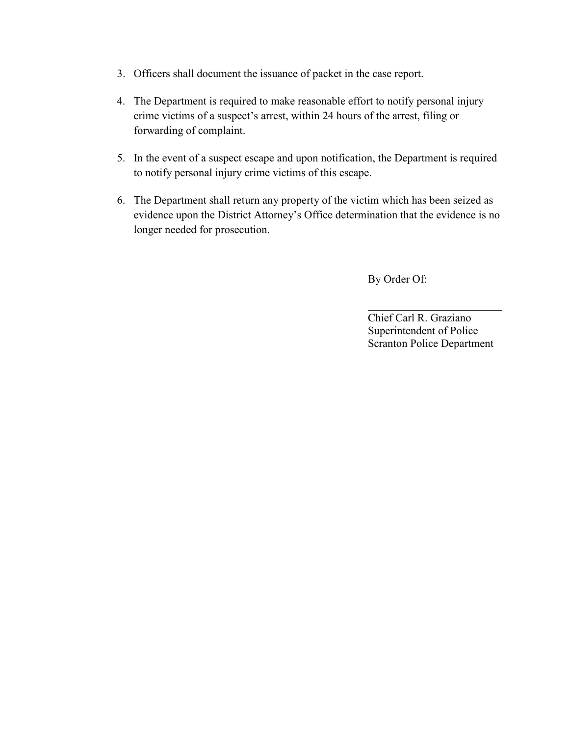3. Officers shall document the issuance of packet in the case report.

4. The Department is required to make reasonable effort to notify personal injury crime victims of a suspect's arrest, within 24 hours of the arrest, filing or forwarding of complaint.

5. In the event of a suspect escape and upon notification, the Department is required to notify personal injury crime victims of this escape.

6. The Department shall return any property of the victim which has been seized as evidence upon the District Attorney's Office determination that the evidence is no longer needed for prosecution.

By Order Of:

\_\_\_\_\_\_\_\_\_\_\_\_\_\_\_\_\_\_\_\_\_\_\_\_\_

Chief Carl R. Graziano
Superintendent of Police
Scranton Police Department